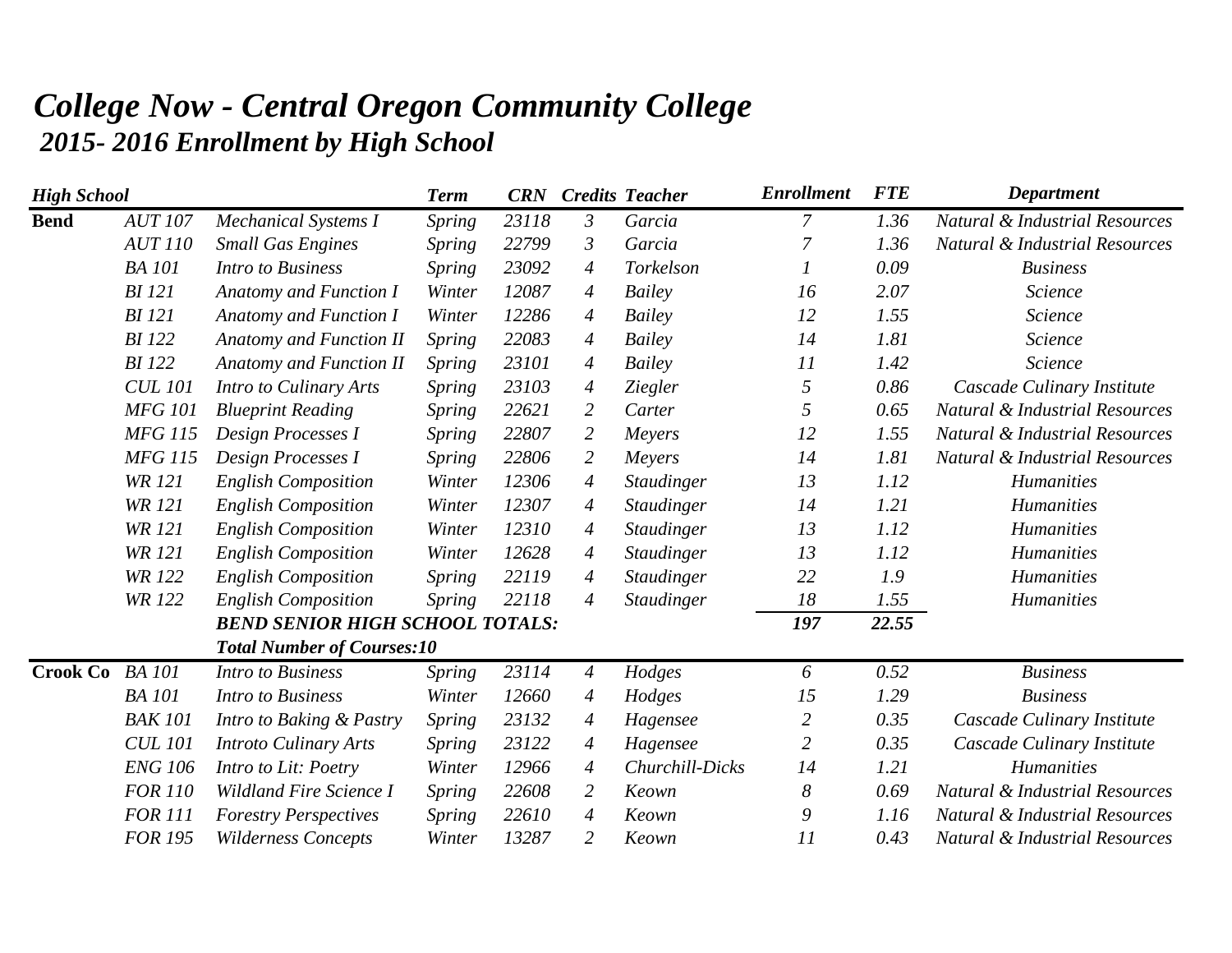# *College Now - Central Oregon Community College*

## *2015- 2016 Enrollment by High School*

| High School | | | Term | CRN | Credits | Teacher | Enrollment | FTE | Department |
|---|---|---|---|---|---|---|---|---|---|
| **Bend** | *AUT 107* | *Mechanical Systems I* | *Spring* | *23118* | *3* | *Garcia* | *7* | *1.36* | *Natural & Industrial Resources* |
| | *AUT 110* | *Small Gas Engines* | *Spring* | *22799* | *3* | *Garcia* | *7* | *1.36* | *Natural & Industrial Resources* |
| | *BA 101* | *Intro to Business* | *Spring* | *23092* | *4* | *Torkelson* | *1* | *0.09* | *Business* |
| | *BI 121* | *Anatomy and Function I* | *Winter* | *12087* | *4* | *Bailey* | *16* | *2.07* | *Science* |
| | *BI 121* | *Anatomy and Function I* | *Winter* | *12286* | *4* | *Bailey* | *12* | *1.55* | *Science* |
| | *BI 122* | *Anatomy and Function II* | *Spring* | *22083* | *4* | *Bailey* | *14* | *1.81* | *Science* |
| | *BI 122* | *Anatomy and Function II* | *Spring* | *23101* | *4* | *Bailey* | *11* | *1.42* | *Science* |
| | *CUL 101* | *Intro to Culinary Arts* | *Spring* | *23103* | *4* | *Ziegler* | *5* | *0.86* | *Cascade Culinary Institute* |
| | *MFG 101* | *Blueprint Reading* | *Spring* | *22621* | *2* | *Carter* | *5* | *0.65* | *Natural & Industrial Resources* |
| | *MFG 115* | *Design Processes I* | *Spring* | *22807* | *2* | *Meyers* | *12* | *1.55* | *Natural & Industrial Resources* |
| | *MFG 115* | *Design Processes I* | *Spring* | *22806* | *2* | *Meyers* | *14* | *1.81* | *Natural & Industrial Resources* |
| | *WR 121* | *English Composition* | *Winter* | *12306* | *4* | *Staudinger* | *13* | *1.12* | *Humanities* |
| | *WR 121* | *English Composition* | *Winter* | *12307* | *4* | *Staudinger* | *14* | *1.21* | *Humanities* |
| | *WR 121* | *English Composition* | *Winter* | *12310* | *4* | *Staudinger* | *13* | *1.12* | *Humanities* |
| | *WR 121* | *English Composition* | *Winter* | *12628* | *4* | *Staudinger* | *13* | *1.12* | *Humanities* |
| | *WR 122* | *English Composition* | *Spring* | *22119* | *4* | *Staudinger* | *22* | *1.9* | *Humanities* |
| | *WR 122* | *English Composition* | *Spring* | *22118* | *4* | *Staudinger* | *18* | *1.55* | *Humanities* |
| | | ***BEND SENIOR HIGH SCHOOL TOTALS:*** | | | | | ***197*** | ***22.55*** | |
| | | ***Total Number of Courses:10*** | | | | | | | |
| **Crook Co** | *BA 101* | *Intro to Business* | *Spring* | *23114* | *4* | *Hodges* | *6* | *0.52* | *Business* |
| | *BA 101* | *Intro to Business* | *Winter* | *12660* | *4* | *Hodges* | *15* | *1.29* | *Business* |
| | *BAK 101* | *Intro to Baking & Pastry* | *Spring* | *23132* | *4* | *Hagensee* | *2* | *0.35* | *Cascade Culinary Institute* |
| | *CUL 101* | *Introto Culinary Arts* | *Spring* | *23122* | *4* | *Hagensee* | *2* | *0.35* | *Cascade Culinary Institute* |
| | *ENG 106* | *Intro to Lit: Poetry* | *Winter* | *12966* | *4* | *Churchill-Dicks* | *14* | *1.21* | *Humanities* |
| | *FOR 110* | *Wildland Fire Science I* | *Spring* | *22608* | *2* | *Keown* | *8* | *0.69* | *Natural & Industrial Resources* |
| | *FOR 111* | *Forestry Perspectives* | *Spring* | *22610* | *4* | *Keown* | *9* | *1.16* | *Natural & Industrial Resources* |
| | *FOR 195* | *Wilderness Concepts* | *Winter* | *13287* | *2* | *Keown* | *11* | *0.43* | *Natural & Industrial Resources* |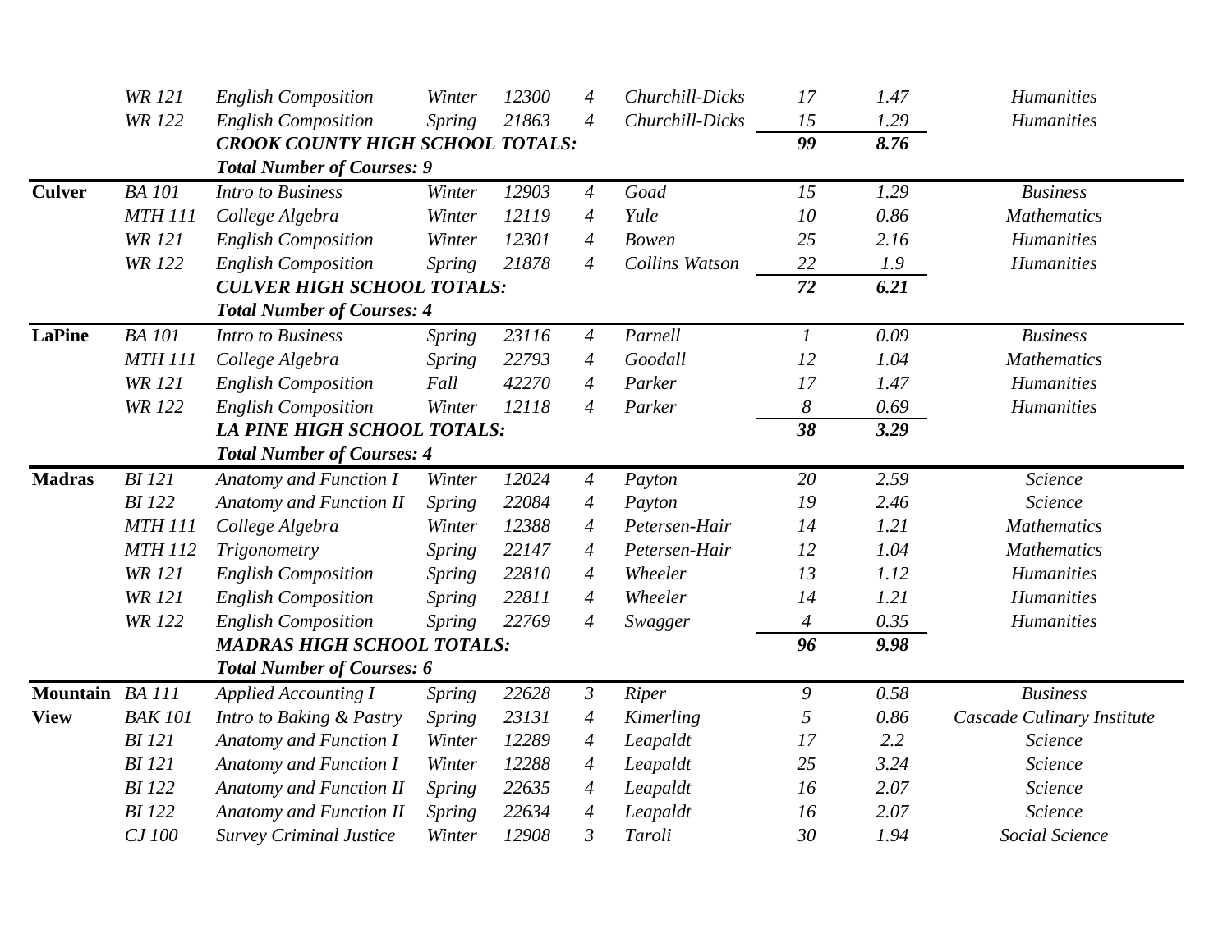| | | | | | | | | | |
|---|---|---|---|---|---|---|---|---|---|
| | *WR 121* | *English Composition* | *Winter* | *12300* | *4* | *Churchill-Dicks* | *17* | *1.47* | *Humanities* |
| | *WR 122* | *English Composition* | *Spring* | *21863* | *4* | *Churchill-Dicks* | *15* | *1.29* | *Humanities* |
| | | ***CROOK COUNTY HIGH SCHOOL TOTALS:*** | | | | | ***99*** | ***8.76*** | |
| | | ***Total Number of Courses: 9*** | | | | | | | |
| **Culver** | *BA 101* | *Intro to Business* | *Winter* | *12903* | *4* | *Goad* | *15* | *1.29* | *Business* |
| | *MTH 111* | *College Algebra* | *Winter* | *12119* | *4* | *Yule* | *10* | *0.86* | *Mathematics* |
| | *WR 121* | *English Composition* | *Winter* | *12301* | *4* | *Bowen* | *25* | *2.16* | *Humanities* |
| | *WR 122* | *English Composition* | *Spring* | *21878* | *4* | *Collins Watson* | *22* | *1.9* | *Humanities* |
| | | ***CULVER HIGH SCHOOL TOTALS:*** | | | | | ***72*** | ***6.21*** | |
| | | ***Total Number of Courses: 4*** | | | | | | | |
| **LaPine** | *BA 101* | *Intro to Business* | *Spring* | *23116* | *4* | *Parnell* | *1* | *0.09* | *Business* |
| | *MTH 111* | *College Algebra* | *Spring* | *22793* | *4* | *Goodall* | *12* | *1.04* | *Mathematics* |
| | *WR 121* | *English Composition* | *Fall* | *42270* | *4* | *Parker* | *17* | *1.47* | *Humanities* |
| | *WR 122* | *English Composition* | *Winter* | *12118* | *4* | *Parker* | *8* | *0.69* | *Humanities* |
| | | ***LA PINE HIGH SCHOOL TOTALS:*** | | | | | ***38*** | ***3.29*** | |
| | | ***Total Number of Courses: 4*** | | | | | | | |
| **Madras** | *BI 121* | *Anatomy and Function I* | *Winter* | *12024* | *4* | *Payton* | *20* | *2.59* | *Science* |
| | *BI 122* | *Anatomy and Function II* | *Spring* | *22084* | *4* | *Payton* | *19* | *2.46* | *Science* |
| | *MTH 111* | *College Algebra* | *Winter* | *12388* | *4* | *Petersen-Hair* | *14* | *1.21* | *Mathematics* |
| | *MTH 112* | *Trigonometry* | *Spring* | *22147* | *4* | *Petersen-Hair* | *12* | *1.04* | *Mathematics* |
| | *WR 121* | *English Composition* | *Spring* | *22810* | *4* | *Wheeler* | *13* | *1.12* | *Humanities* |
| | *WR 121* | *English Composition* | *Spring* | *22811* | *4* | *Wheeler* | *14* | *1.21* | *Humanities* |
| | *WR 122* | *English Composition* | *Spring* | *22769* | *4* | *Swagger* | *4* | *0.35* | *Humanities* |
| | | ***MADRAS HIGH SCHOOL TOTALS:*** | | | | | ***96*** | ***9.98*** | |
| | | ***Total Number of Courses: 6*** | | | | | | | |
| **Mountain View** | *BA 111* | *Applied Accounting I* | *Spring* | *22628* | *3* | *Riper* | *9* | *0.58* | *Business* |
| | *BAK 101* | *Intro to Baking & Pastry* | *Spring* | *23131* | *4* | *Kimerling* | *5* | *0.86* | *Cascade Culinary Institute* |
| | *BI 121* | *Anatomy and Function I* | *Winter* | *12289* | *4* | *Leapaldt* | *17* | *2.2* | *Science* |
| | *BI 121* | *Anatomy and Function I* | *Winter* | *12288* | *4* | *Leapaldt* | *25* | *3.24* | *Science* |
| | *BI 122* | *Anatomy and Function II* | *Spring* | *22635* | *4* | *Leapaldt* | *16* | *2.07* | *Science* |
| | *BI 122* | *Anatomy and Function II* | *Spring* | *22634* | *4* | *Leapaldt* | *16* | *2.07* | *Science* |
| | *CJ 100* | *Survey Criminal Justice* | *Winter* | *12908* | *3* | *Taroli* | *30* | *1.94* | *Social Science* |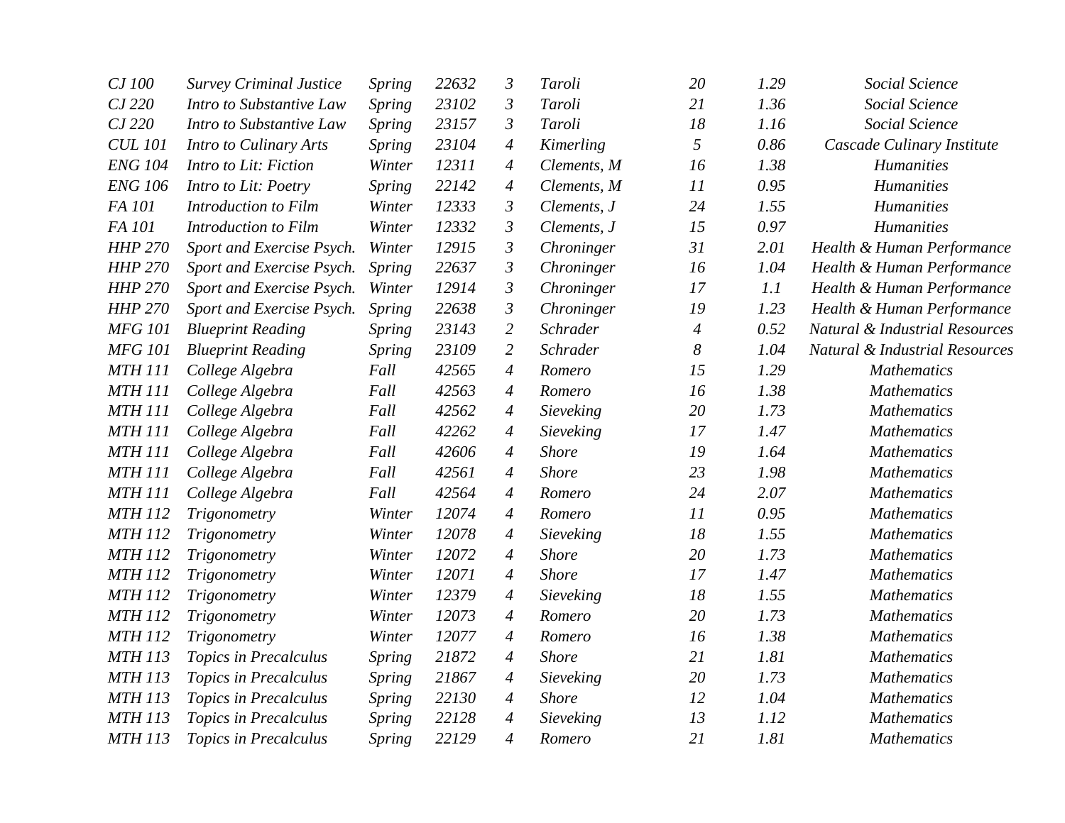| | | | | | | | | |
|---|---|---|---|---|---|---|---|---|
| *CJ 100* | *Survey Criminal Justice* | *Spring* | *22632* | *3* | *Taroli* | *20* | *1.29* | *Social Science* |
| *CJ 220* | *Intro to Substantive Law* | *Spring* | *23102* | *3* | *Taroli* | *21* | *1.36* | *Social Science* |
| *CJ 220* | *Intro to Substantive Law* | *Spring* | *23157* | *3* | *Taroli* | *18* | *1.16* | *Social Science* |
| *CUL 101* | *Intro to Culinary Arts* | *Spring* | *23104* | *4* | *Kimerling* | *5* | *0.86* | *Cascade Culinary Institute* |
| *ENG 104* | *Intro to Lit: Fiction* | *Winter* | *12311* | *4* | *Clements, M* | *16* | *1.38* | *Humanities* |
| *ENG 106* | *Intro to Lit: Poetry* | *Spring* | *22142* | *4* | *Clements, M* | *11* | *0.95* | *Humanities* |
| *FA 101* | *Introduction to Film* | *Winter* | *12333* | *3* | *Clements, J* | *24* | *1.55* | *Humanities* |
| *FA 101* | *Introduction to Film* | *Winter* | *12332* | *3* | *Clements, J* | *15* | *0.97* | *Humanities* |
| *HHP 270* | *Sport and Exercise Psych.* | *Winter* | *12915* | *3* | *Chroninger* | *31* | *2.01* | *Health & Human Performance* |
| *HHP 270* | *Sport and Exercise Psych.* | *Spring* | *22637* | *3* | *Chroninger* | *16* | *1.04* | *Health & Human Performance* |
| *HHP 270* | *Sport and Exercise Psych.* | *Winter* | *12914* | *3* | *Chroninger* | *17* | *1.1* | *Health & Human Performance* |
| *HHP 270* | *Sport and Exercise Psych.* | *Spring* | *22638* | *3* | *Chroninger* | *19* | *1.23* | *Health & Human Performance* |
| *MFG 101* | *Blueprint Reading* | *Spring* | *23143* | *2* | *Schrader* | *4* | *0.52* | *Natural & Industrial Resources* |
| *MFG 101* | *Blueprint Reading* | *Spring* | *23109* | *2* | *Schrader* | *8* | *1.04* | *Natural & Industrial Resources* |
| *MTH 111* | *College Algebra* | *Fall* | *42565* | *4* | *Romero* | *15* | *1.29* | *Mathematics* |
| *MTH 111* | *College Algebra* | *Fall* | *42563* | *4* | *Romero* | *16* | *1.38* | *Mathematics* |
| *MTH 111* | *College Algebra* | *Fall* | *42562* | *4* | *Sieveking* | *20* | *1.73* | *Mathematics* |
| *MTH 111* | *College Algebra* | *Fall* | *42262* | *4* | *Sieveking* | *17* | *1.47* | *Mathematics* |
| *MTH 111* | *College Algebra* | *Fall* | *42606* | *4* | *Shore* | *19* | *1.64* | *Mathematics* |
| *MTH 111* | *College Algebra* | *Fall* | *42561* | *4* | *Shore* | *23* | *1.98* | *Mathematics* |
| *MTH 111* | *College Algebra* | *Fall* | *42564* | *4* | *Romero* | *24* | *2.07* | *Mathematics* |
| *MTH 112* | *Trigonometry* | *Winter* | *12074* | *4* | *Romero* | *11* | *0.95* | *Mathematics* |
| *MTH 112* | *Trigonometry* | *Winter* | *12078* | *4* | *Sieveking* | *18* | *1.55* | *Mathematics* |
| *MTH 112* | *Trigonometry* | *Winter* | *12072* | *4* | *Shore* | *20* | *1.73* | *Mathematics* |
| *MTH 112* | *Trigonometry* | *Winter* | *12071* | *4* | *Shore* | *17* | *1.47* | *Mathematics* |
| *MTH 112* | *Trigonometry* | *Winter* | *12379* | *4* | *Sieveking* | *18* | *1.55* | *Mathematics* |
| *MTH 112* | *Trigonometry* | *Winter* | *12073* | *4* | *Romero* | *20* | *1.73* | *Mathematics* |
| *MTH 112* | *Trigonometry* | *Winter* | *12077* | *4* | *Romero* | *16* | *1.38* | *Mathematics* |
| *MTH 113* | *Topics in Precalculus* | *Spring* | *21872* | *4* | *Shore* | *21* | *1.81* | *Mathematics* |
| *MTH 113* | *Topics in Precalculus* | *Spring* | *21867* | *4* | *Sieveking* | *20* | *1.73* | *Mathematics* |
| *MTH 113* | *Topics in Precalculus* | *Spring* | *22130* | *4* | *Shore* | *12* | *1.04* | *Mathematics* |
| *MTH 113* | *Topics in Precalculus* | *Spring* | *22128* | *4* | *Sieveking* | *13* | *1.12* | *Mathematics* |
| *MTH 113* | *Topics in Precalculus* | *Spring* | *22129* | *4* | *Romero* | *21* | *1.81* | *Mathematics* |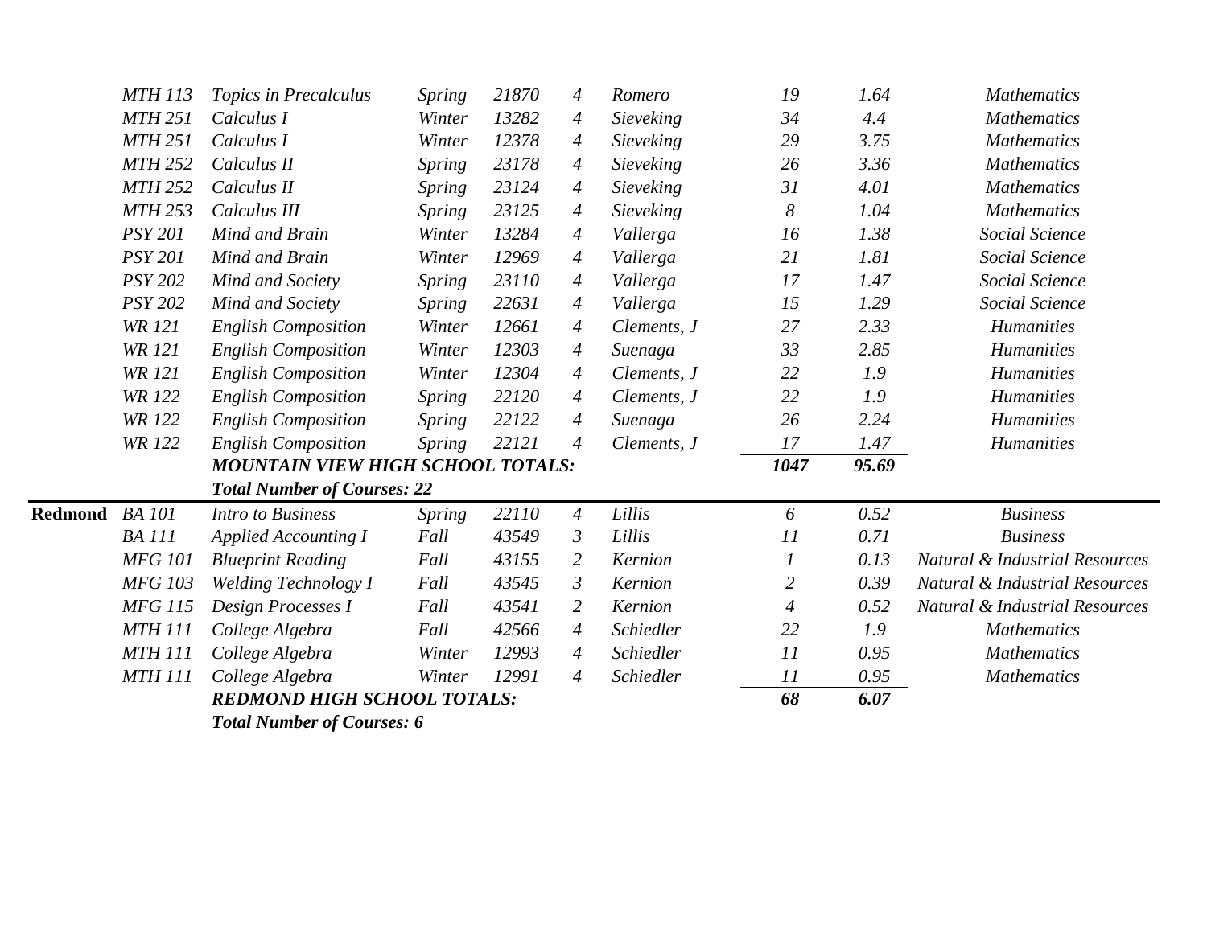| | | | | | | | | | |
|---|---|---|---|---|---|---|---|---|---|
| | *MTH 113* | *Topics in Precalculus* | *Spring* | *21870* | *4* | *Romero* | *19* | *1.64* | *Mathematics* |
| | *MTH 251* | *Calculus I* | *Winter* | *13282* | *4* | *Sieveking* | *34* | *4.4* | *Mathematics* |
| | *MTH 251* | *Calculus I* | *Winter* | *12378* | *4* | *Sieveking* | *29* | *3.75* | *Mathematics* |
| | *MTH 252* | *Calculus II* | *Spring* | *23178* | *4* | *Sieveking* | *26* | *3.36* | *Mathematics* |
| | *MTH 252* | *Calculus II* | *Spring* | *23124* | *4* | *Sieveking* | *31* | *4.01* | *Mathematics* |
| | *MTH 253* | *Calculus III* | *Spring* | *23125* | *4* | *Sieveking* | *8* | *1.04* | *Mathematics* |
| | *PSY 201* | *Mind and Brain* | *Winter* | *13284* | *4* | *Vallerga* | *16* | *1.38* | *Social Science* |
| | *PSY 201* | *Mind and Brain* | *Winter* | *12969* | *4* | *Vallerga* | *21* | *1.81* | *Social Science* |
| | *PSY 202* | *Mind and Society* | *Spring* | *23110* | *4* | *Vallerga* | *17* | *1.47* | *Social Science* |
| | *PSY 202* | *Mind and Society* | *Spring* | *22631* | *4* | *Vallerga* | *15* | *1.29* | *Social Science* |
| | *WR 121* | *English Composition* | *Winter* | *12661* | *4* | *Clements, J* | *27* | *2.33* | *Humanities* |
| | *WR 121* | *English Composition* | *Winter* | *12303* | *4* | *Suenaga* | *33* | *2.85* | *Humanities* |
| | *WR 121* | *English Composition* | *Winter* | *12304* | *4* | *Clements, J* | *22* | *1.9* | *Humanities* |
| | *WR 122* | *English Composition* | *Spring* | *22120* | *4* | *Clements, J* | *22* | *1.9* | *Humanities* |
| | *WR 122* | *English Composition* | *Spring* | *22122* | *4* | *Suenaga* | *26* | *2.24* | *Humanities* |
| | *WR 122* | *English Composition* | *Spring* | *22121* | *4* | *Clements, J* | *17* | *1.47* | *Humanities* |
| | | ***MOUNTAIN VIEW HIGH SCHOOL TOTALS:*** | | | | | ***1047*** | ***95.69*** | |
| | | ***Total Number of Courses: 22*** | | | | | | | |
| **Redmond** | *BA 101* | *Intro to Business* | *Spring* | *22110* | *4* | *Lillis* | *6* | *0.52* | *Business* |
| | *BA 111* | *Applied Accounting I* | *Fall* | *43549* | *3* | *Lillis* | *11* | *0.71* | *Business* |
| | *MFG 101* | *Blueprint Reading* | *Fall* | *43155* | *2* | *Kernion* | *1* | *0.13* | *Natural & Industrial Resources* |
| | *MFG 103* | *Welding Technology I* | *Fall* | *43545* | *3* | *Kernion* | *2* | *0.39* | *Natural & Industrial Resources* |
| | *MFG 115* | *Design Processes I* | *Fall* | *43541* | *2* | *Kernion* | *4* | *0.52* | *Natural & Industrial Resources* |
| | *MTH 111* | *College Algebra* | *Fall* | *42566* | *4* | *Schiedler* | *22* | *1.9* | *Mathematics* |
| | *MTH 111* | *College Algebra* | *Winter* | *12993* | *4* | *Schiedler* | *11* | *0.95* | *Mathematics* |
| | *MTH 111* | *College Algebra* | *Winter* | *12991* | *4* | *Schiedler* | *11* | *0.95* | *Mathematics* |
| | | ***REDMOND HIGH SCHOOL TOTALS:*** | | | | | ***68*** | ***6.07*** | |
| | | ***Total Number of Courses: 6*** | | | | | | | |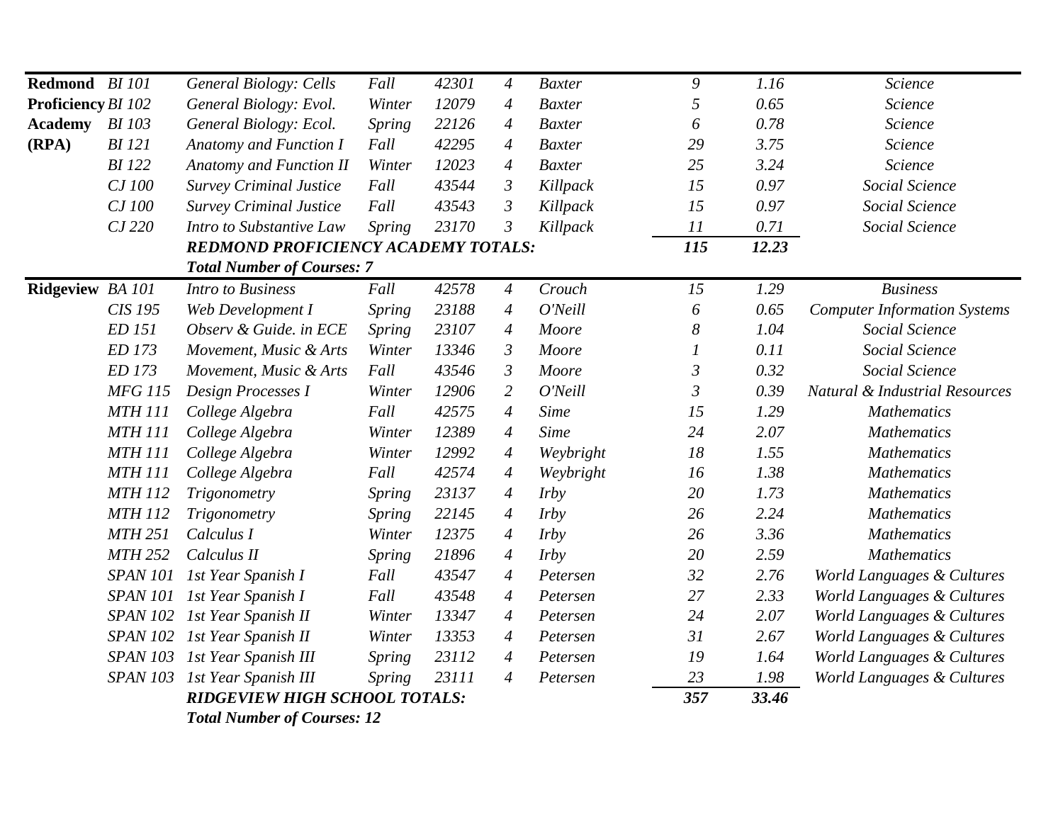| | | | | | | | | | |
|---|---|---|---|---|---|---|---|---|---|
| **Redmond Proficiency Academy (RPA)** | *BI 101* | *General Biology: Cells* | *Fall* | *42301* | *4* | *Baxter* | *9* | *1.16* | *Science* |
| | *BI 102* | *General Biology: Evol.* | *Winter* | *12079* | *4* | *Baxter* | *5* | *0.65* | *Science* |
| | *BI 103* | *General Biology: Ecol.* | *Spring* | *22126* | *4* | *Baxter* | *6* | *0.78* | *Science* |
| | *BI 121* | *Anatomy and Function I* | *Fall* | *42295* | *4* | *Baxter* | *29* | *3.75* | *Science* |
| | *BI 122* | *Anatomy and Function II* | *Winter* | *12023* | *4* | *Baxter* | *25* | *3.24* | *Science* |
| | *CJ 100* | *Survey Criminal Justice* | *Fall* | *43544* | *3* | *Killpack* | *15* | *0.97* | *Social Science* |
| | *CJ 100* | *Survey Criminal Justice* | *Fall* | *43543* | *3* | *Killpack* | *15* | *0.97* | *Social Science* |
| | *CJ 220* | *Intro to Substantive Law* | *Spring* | *23170* | *3* | *Killpack* | *11* | *0.71* | *Social Science* |
| | | ***REDMOND PROFICIENCY ACADEMY TOTALS:*** | | | | | ***115*** | ***12.23*** | |
| | | ***Total Number of Courses: 7*** | | | | | | | |
| **Ridgeview** | *BA 101* | *Intro to Business* | *Fall* | *42578* | *4* | *Crouch* | *15* | *1.29* | *Business* |
| | *CIS 195* | *Web Development I* | *Spring* | *23188* | *4* | *O'Neill* | *6* | *0.65* | *Computer Information Systems* |
| | *ED 151* | *Observ & Guide. in ECE* | *Spring* | *23107* | *4* | *Moore* | *8* | *1.04* | *Social Science* |
| | *ED 173* | *Movement, Music & Arts* | *Winter* | *13346* | *3* | *Moore* | *1* | *0.11* | *Social Science* |
| | *ED 173* | *Movement, Music & Arts* | *Fall* | *43546* | *3* | *Moore* | *3* | *0.32* | *Social Science* |
| | *MFG 115* | *Design Processes I* | *Winter* | *12906* | *2* | *O'Neill* | *3* | *0.39* | *Natural & Industrial Resources* |
| | *MTH 111* | *College Algebra* | *Fall* | *42575* | *4* | *Sime* | *15* | *1.29* | *Mathematics* |
| | *MTH 111* | *College Algebra* | *Winter* | *12389* | *4* | *Sime* | *24* | *2.07* | *Mathematics* |
| | *MTH 111* | *College Algebra* | *Winter* | *12992* | *4* | *Weybright* | *18* | *1.55* | *Mathematics* |
| | *MTH 111* | *College Algebra* | *Fall* | *42574* | *4* | *Weybright* | *16* | *1.38* | *Mathematics* |
| | *MTH 112* | *Trigonometry* | *Spring* | *23137* | *4* | *Irby* | *20* | *1.73* | *Mathematics* |
| | *MTH 112* | *Trigonometry* | *Spring* | *22145* | *4* | *Irby* | *26* | *2.24* | *Mathematics* |
| | *MTH 251* | *Calculus I* | *Winter* | *12375* | *4* | *Irby* | *26* | *3.36* | *Mathematics* |
| | *MTH 252* | *Calculus II* | *Spring* | *21896* | *4* | *Irby* | *20* | *2.59* | *Mathematics* |
| | *SPAN 101* | *1st Year Spanish I* | *Fall* | *43547* | *4* | *Petersen* | *32* | *2.76* | *World Languages & Cultures* |
| | *SPAN 101* | *1st Year Spanish I* | *Fall* | *43548* | *4* | *Petersen* | *27* | *2.33* | *World Languages & Cultures* |
| | *SPAN 102* | *1st Year Spanish II* | *Winter* | *13347* | *4* | *Petersen* | *24* | *2.07* | *World Languages & Cultures* |
| | *SPAN 102* | *1st Year Spanish II* | *Winter* | *13353* | *4* | *Petersen* | *31* | *2.67* | *World Languages & Cultures* |
| | *SPAN 103* | *1st Year Spanish III* | *Spring* | *23112* | *4* | *Petersen* | *19* | *1.64* | *World Languages & Cultures* |
| | *SPAN 103* | *1st Year Spanish III* | *Spring* | *23111* | *4* | *Petersen* | *23* | *1.98* | *World Languages & Cultures* |
| | | ***RIDGEVIEW HIGH SCHOOL TOTALS:*** | | | | | ***357*** | ***33.46*** | |
| | | ***Total Number of Courses: 12*** | | | | | | | |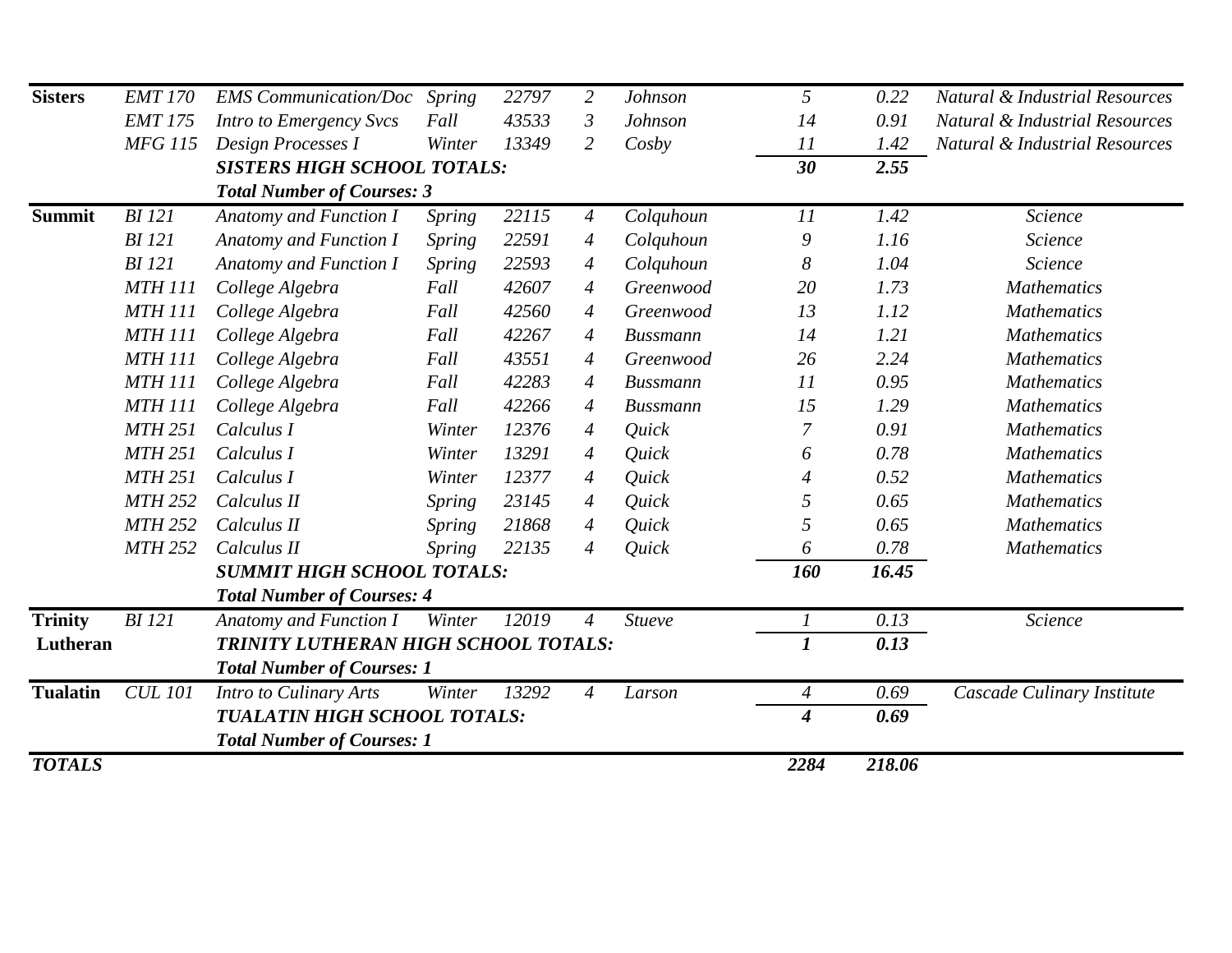| | | | | | | | | | |
|---|---|---|---|---|---|---|---|---|---|
| **Sisters** | *EMT 170* | *EMS Communication/Doc* | *Spring* | *22797* | *2* | *Johnson* | *5* | *0.22* | *Natural & Industrial Resources* |
| | *EMT 175* | *Intro to Emergency Svcs* | *Fall* | *43533* | *3* | *Johnson* | *14* | *0.91* | *Natural & Industrial Resources* |
| | *MFG 115* | *Design Processes I* | *Winter* | *13349* | *2* | *Cosby* | *11* | *1.42* | *Natural & Industrial Resources* |
| | | ***SISTERS HIGH SCHOOL TOTALS:*** | | | | | ***30*** | ***2.55*** | |
| | | ***Total Number of Courses: 3*** | | | | | | | |
| **Summit** | *BI 121* | *Anatomy and Function I* | *Spring* | *22115* | *4* | *Colquhoun* | *11* | *1.42* | *Science* |
| | *BI 121* | *Anatomy and Function I* | *Spring* | *22591* | *4* | *Colquhoun* | *9* | *1.16* | *Science* |
| | *BI 121* | *Anatomy and Function I* | *Spring* | *22593* | *4* | *Colquhoun* | *8* | *1.04* | *Science* |
| | *MTH 111* | *College Algebra* | *Fall* | *42607* | *4* | *Greenwood* | *20* | *1.73* | *Mathematics* |
| | *MTH 111* | *College Algebra* | *Fall* | *42560* | *4* | *Greenwood* | *13* | *1.12* | *Mathematics* |
| | *MTH 111* | *College Algebra* | *Fall* | *42267* | *4* | *Bussmann* | *14* | *1.21* | *Mathematics* |
| | *MTH 111* | *College Algebra* | *Fall* | *43551* | *4* | *Greenwood* | *26* | *2.24* | *Mathematics* |
| | *MTH 111* | *College Algebra* | *Fall* | *42283* | *4* | *Bussmann* | *11* | *0.95* | *Mathematics* |
| | *MTH 111* | *College Algebra* | *Fall* | *42266* | *4* | *Bussmann* | *15* | *1.29* | *Mathematics* |
| | *MTH 251* | *Calculus I* | *Winter* | *12376* | *4* | *Quick* | *7* | *0.91* | *Mathematics* |
| | *MTH 251* | *Calculus I* | *Winter* | *13291* | *4* | *Quick* | *6* | *0.78* | *Mathematics* |
| | *MTH 251* | *Calculus I* | *Winter* | *12377* | *4* | *Quick* | *4* | *0.52* | *Mathematics* |
| | *MTH 252* | *Calculus II* | *Spring* | *23145* | *4* | *Quick* | *5* | *0.65* | *Mathematics* |
| | *MTH 252* | *Calculus II* | *Spring* | *21868* | *4* | *Quick* | *5* | *0.65* | *Mathematics* |
| | *MTH 252* | *Calculus II* | *Spring* | *22135* | *4* | *Quick* | *6* | *0.78* | *Mathematics* |
| | | ***SUMMIT HIGH SCHOOL TOTALS:*** | | | | | ***160*** | ***16.45*** | |
| | | ***Total Number of Courses: 4*** | | | | | | | |
| **Trinity Lutheran** | *BI 121* | *Anatomy and Function I* | *Winter* | *12019* | *4* | *Stueve* | *1* | *0.13* | *Science* |
| | | ***TRINITY LUTHERAN HIGH SCHOOL TOTALS:*** | | | | | ***1*** | ***0.13*** | |
| | | ***Total Number of Courses: 1*** | | | | | | | |
| **Tualatin** | *CUL 101* | *Intro to Culinary Arts* | *Winter* | *13292* | *4* | *Larson* | *4* | *0.69* | *Cascade Culinary Institute* |
| | | ***TUALATIN HIGH SCHOOL TOTALS:*** | | | | | ***4*** | ***0.69*** | |
| | | ***Total Number of Courses: 1*** | | | | | | | |
| ***TOTALS*** | | | | | | | ***2284*** | ***218.06*** | |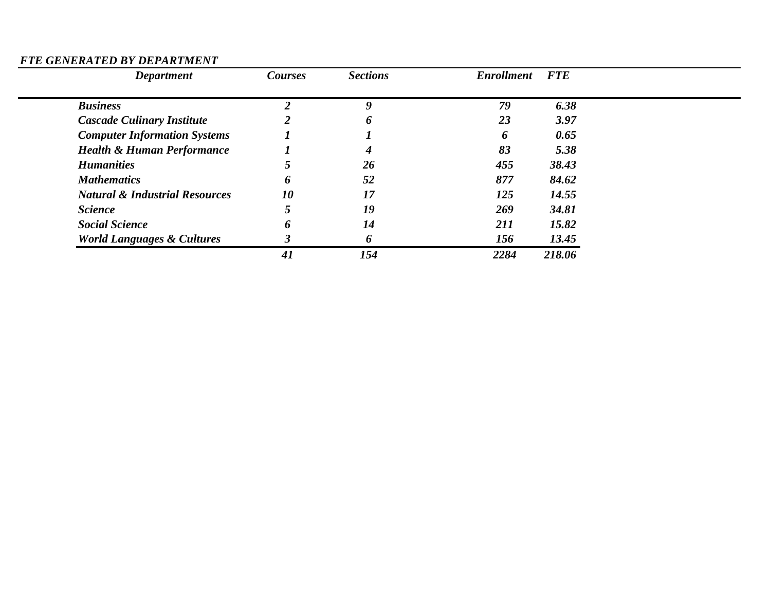*FTE GENERATED BY DEPARTMENT*

| *Department* | *Courses* | *Sections* | *Enrollment* | *FTE* |
|---|---|---|---|---|
| ***Business*** | ***2*** | ***9*** | ***79*** | ***6.38*** |
| ***Cascade Culinary Institute*** | ***2*** | ***6*** | ***23*** | ***3.97*** |
| ***Computer Information Systems*** | ***1*** | ***1*** | ***6*** | ***0.65*** |
| ***Health & Human Performance*** | ***1*** | ***4*** | ***83*** | ***5.38*** |
| ***Humanities*** | ***5*** | ***26*** | ***455*** | ***38.43*** |
| ***Mathematics*** | ***6*** | ***52*** | ***877*** | ***84.62*** |
| ***Natural & Industrial Resources*** | ***10*** | ***17*** | ***125*** | ***14.55*** |
| ***Science*** | ***5*** | ***19*** | ***269*** | ***34.81*** |
| ***Social Science*** | ***6*** | ***14*** | ***211*** | ***15.82*** |
| ***World Languages & Cultures*** | ***3*** | ***6*** | ***156*** | ***13.45*** |
| | ***41*** | ***154*** | ***2284*** | ***218.06*** |